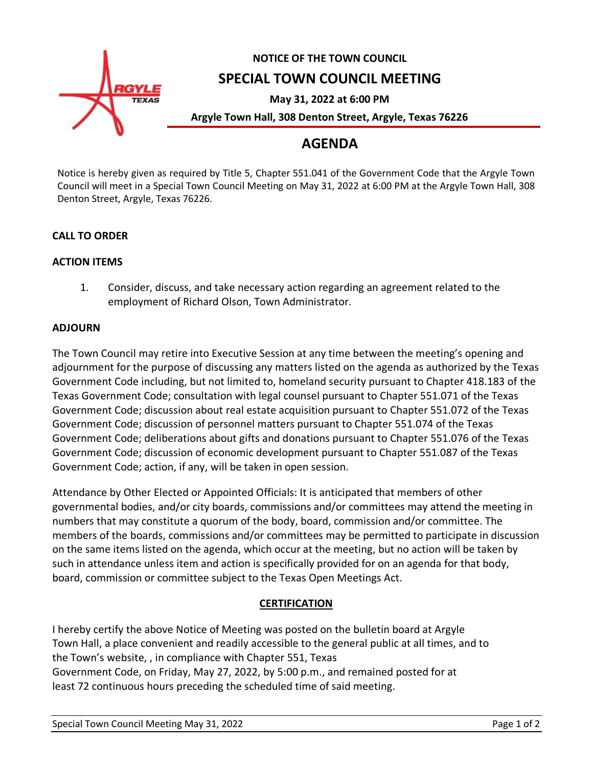# NOTICE OF THE TOWN COUNCIL

## SPECIAL TOWN COUNCIL MEETING

**May 31, 2022 at 6:00 PM**

**Argyle Town Hall, 308 Denton Street, Argyle, Texas 76226**

# AGENDA

Notice is hereby given as required by Title 5, Chapter 551.041 of the Government Code that the Argyle Town Council will meet in a Special Town Council Meeting on May 31, 2022 at 6:00 PM at the Argyle Town Hall, 308 Denton Street, Argyle, Texas 76226.

**CALL TO ORDER**

**ACTION ITEMS**

1. Consider, discuss, and take necessary action regarding an agreement related to the employment of Richard Olson, Town Administrator.

**ADJOURN**

The Town Council may retire into Executive Session at any time between the meeting's opening and adjournment for the purpose of discussing any matters listed on the agenda as authorized by the Texas Government Code including, but not limited to, homeland security pursuant to Chapter 418.183 of the Texas Government Code; consultation with legal counsel pursuant to Chapter 551.071 of the Texas Government Code; discussion about real estate acquisition pursuant to Chapter 551.072 of the Texas Government Code; discussion of personnel matters pursuant to Chapter 551.074 of the Texas Government Code; deliberations about gifts and donations pursuant to Chapter 551.076 of the Texas Government Code; discussion of economic development pursuant to Chapter 551.087 of the Texas Government Code; action, if any, will be taken in open session.

Attendance by Other Elected or Appointed Officials: It is anticipated that members of other governmental bodies, and/or city boards, commissions and/or committees may attend the meeting in numbers that may constitute a quorum of the body, board, commission and/or committee. The members of the boards, commissions and/or committees may be permitted to participate in discussion on the same items listed on the agenda, which occur at the meeting, but no action will be taken by such in attendance unless item and action is specifically provided for on an agenda for that body, board, commission or committee subject to the Texas Open Meetings Act.

**CERTIFICATION**

I hereby certify the above Notice of Meeting was posted on the bulletin board at Argyle Town Hall, a place convenient and readily accessible to the general public at all times, and to the Town's website, , in compliance with Chapter 551, Texas Government Code, on Friday, May 27, 2022, by 5:00 p.m., and remained posted for at least 72 continuous hours preceding the scheduled time of said meeting.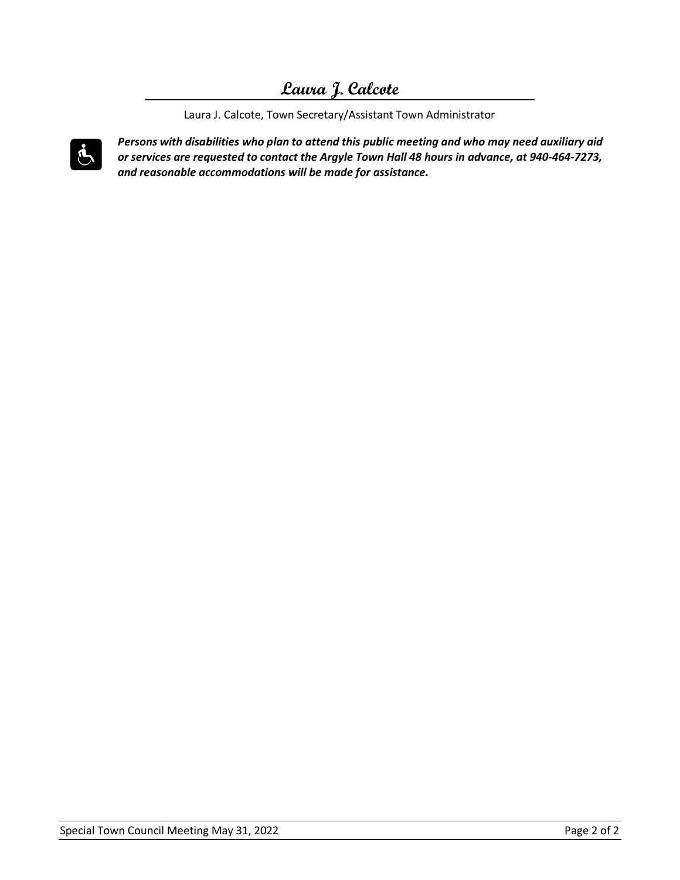Laura J. Calcote

Laura J. Calcote, Town Secretary/Assistant Town Administrator

***Persons with disabilities who plan to attend this public meeting and who may need auxiliary aid or services are requested to contact the Argyle Town Hall 48 hours in advance, at 940-464-7273, and reasonable accommodations will be made for assistance.***